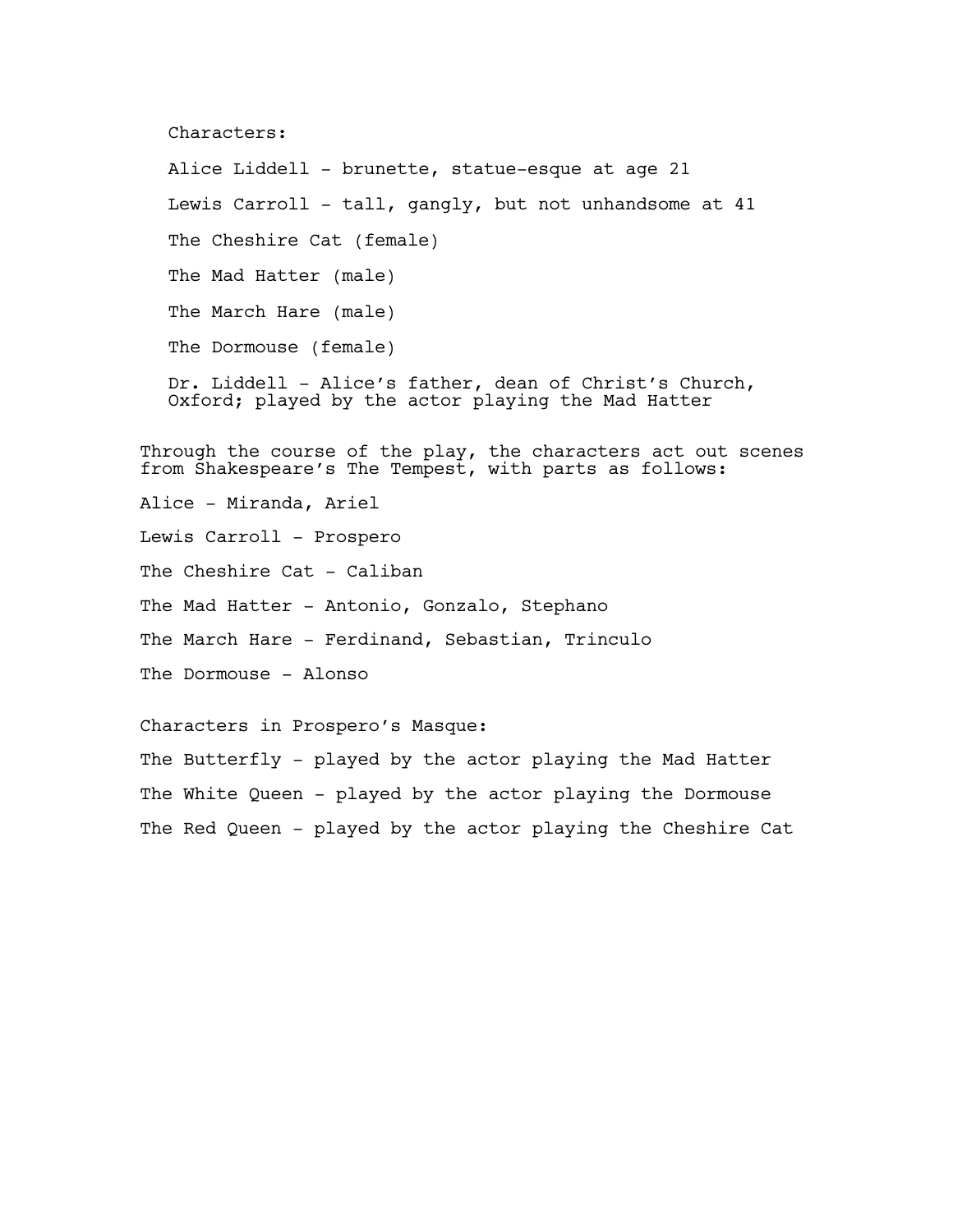Characters:

Alice Liddell - brunette, statue-esque at age 21

Lewis Carroll - tall, gangly, but not unhandsome at 41

The Cheshire Cat (female)

The Mad Hatter (male)

The March Hare (male)

The Dormouse (female)

Dr. Liddell - Alice's father, dean of Christ's Church, Oxford; played by the actor playing the Mad Hatter

Through the course of the play, the characters act out scenes from Shakespeare's The Tempest, with parts as follows:

Alice - Miranda, Ariel

Lewis Carroll - Prospero

The Cheshire Cat - Caliban

The Mad Hatter - Antonio, Gonzalo, Stephano

The March Hare - Ferdinand, Sebastian, Trinculo

The Dormouse - Alonso

Characters in Prospero's Masque:

The Butterfly - played by the actor playing the Mad Hatter

The White Queen - played by the actor playing the Dormouse

The Red Queen - played by the actor playing the Cheshire Cat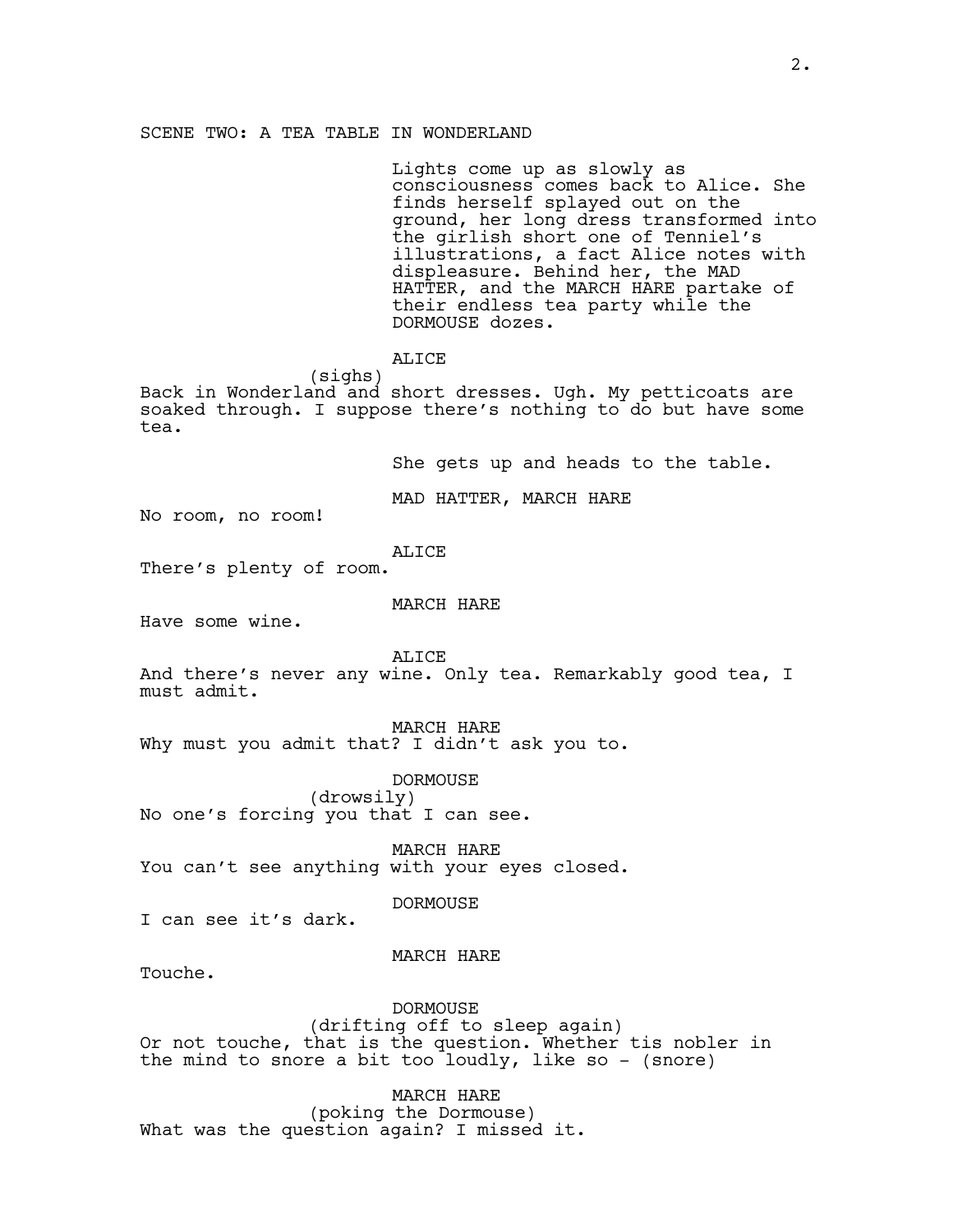SCENE TWO: A TEA TABLE IN WONDERLAND

Lights come up as slowly as consciousness comes back to Alice. She finds herself splayed out on the ground, her long dress transformed into the girlish short one of Tenniel's illustrations, a fact Alice notes with displeasure. Behind her, the MAD HATTER, and the MARCH HARE partake of their endless tea party while the DORMOUSE dozes.

ALICE
(sighs)
Back in Wonderland and short dresses. Ugh. My petticoats are soaked through. I suppose there's nothing to do but have some tea.

She gets up and heads to the table.

MAD HATTER, MARCH HARE
No room, no room!

ALICE
There's plenty of room.

MARCH HARE
Have some wine.

ALICE
And there's never any wine. Only tea. Remarkably good tea, I must admit.

MARCH HARE
Why must you admit that? I didn't ask you to.

DORMOUSE
(drowsily)
No one's forcing you that I can see.

MARCH HARE
You can't see anything with your eyes closed.

DORMOUSE
I can see it's dark.

MARCH HARE
Touche.

DORMOUSE
(drifting off to sleep again)
Or not touche, that is the question. Whether tis nobler in the mind to snore a bit too loudly, like so - (snore)

MARCH HARE
(poking the Dormouse)
What was the question again? I missed it.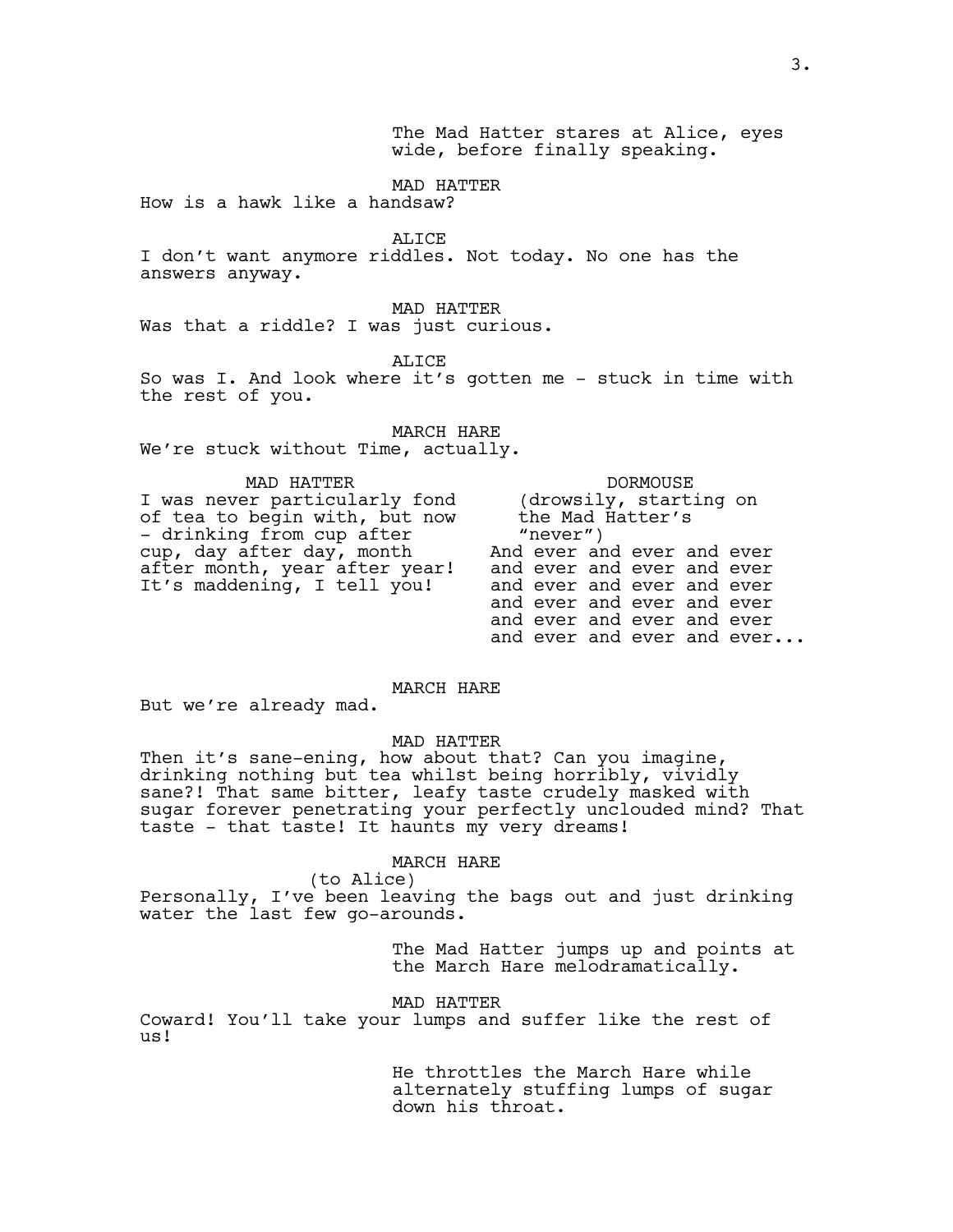The Mad Hatter stares at Alice, eyes wide, before finally speaking.

MAD HATTER
How is a hawk like a handsaw?

ALICE
I don't want anymore riddles. Not today. No one has the answers anyway.

MAD HATTER
Was that a riddle? I was just curious.

ALICE
So was I. And look where it's gotten me - stuck in time with the rest of you.

MARCH HARE
We're stuck without Time, actually.

MAD HATTER
I was never particularly fond of tea to begin with, but now - drinking from cup after cup, day after day, month after month, year after year! It's maddening, I tell you!

DORMOUSE
(drowsily, starting on the Mad Hatter's "never")
And ever and ever and ever and ever and ever and ever and ever and ever and ever and ever and ever and ever and ever and ever and ever and ever and ever and ever...

MARCH HARE
But we're already mad.

MAD HATTER
Then it's sane-ening, how about that? Can you imagine, drinking nothing but tea whilst being horribly, vividly sane?! That same bitter, leafy taste crudely masked with sugar forever penetrating your perfectly unclouded mind? That taste - that taste! It haunts my very dreams!

MARCH HARE
(to Alice)
Personally, I've been leaving the bags out and just drinking water the last few go-arounds.

The Mad Hatter jumps up and points at the March Hare melodramatically.

MAD HATTER
Coward! You'll take your lumps and suffer like the rest of us!

He throttles the March Hare while alternately stuffing lumps of sugar down his throat.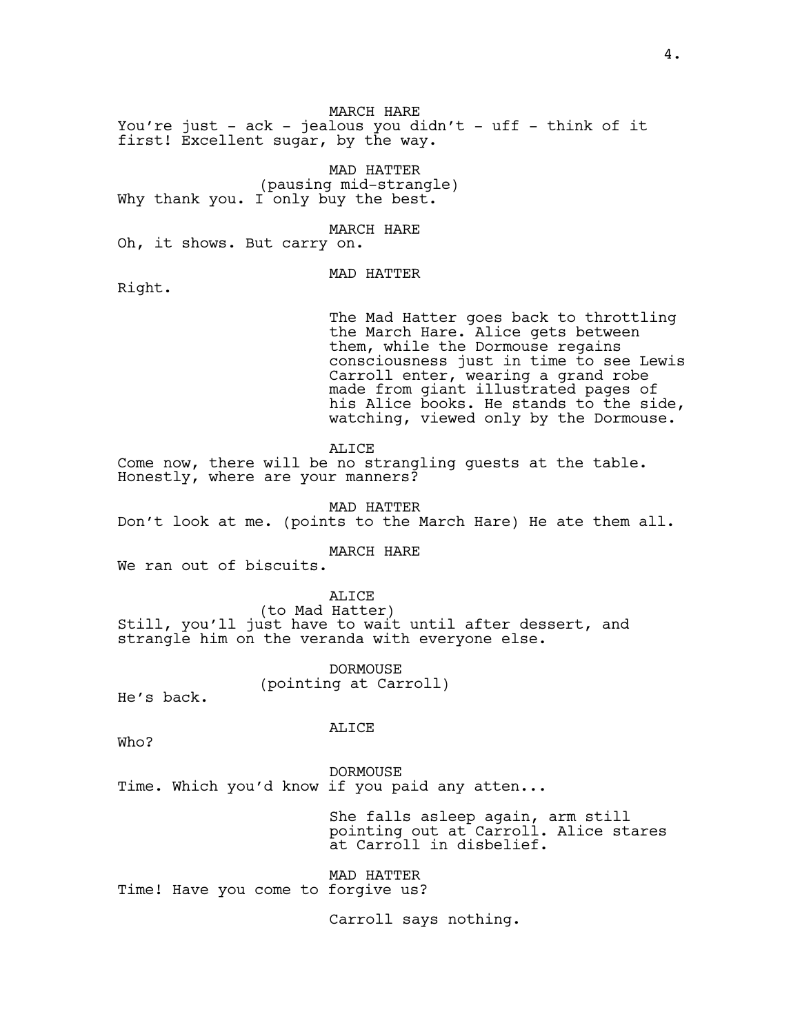MARCH HARE
You're just - ack - jealous you didn't - uff - think of it first! Excellent sugar, by the way.

MAD HATTER
(pausing mid-strangle)
Why thank you. I only buy the best.

MARCH HARE
Oh, it shows. But carry on.

MAD HATTER
Right.

The Mad Hatter goes back to throttling the March Hare. Alice gets between them, while the Dormouse regains consciousness just in time to see Lewis Carroll enter, wearing a grand robe made from giant illustrated pages of his Alice books. He stands to the side, watching, viewed only by the Dormouse.

ALICE
Come now, there will be no strangling guests at the table. Honestly, where are your manners?

MAD HATTER
Don't look at me. (points to the March Hare) He ate them all.

MARCH HARE
We ran out of biscuits.

ALICE
(to Mad Hatter)
Still, you'll just have to wait until after dessert, and strangle him on the veranda with everyone else.

DORMOUSE
(pointing at Carroll)
He's back.

ALICE
Who?

DORMOUSE
Time. Which you'd know if you paid any atten...

She falls asleep again, arm still pointing out at Carroll. Alice stares at Carroll in disbelief.

MAD HATTER
Time! Have you come to forgive us?

Carroll says nothing.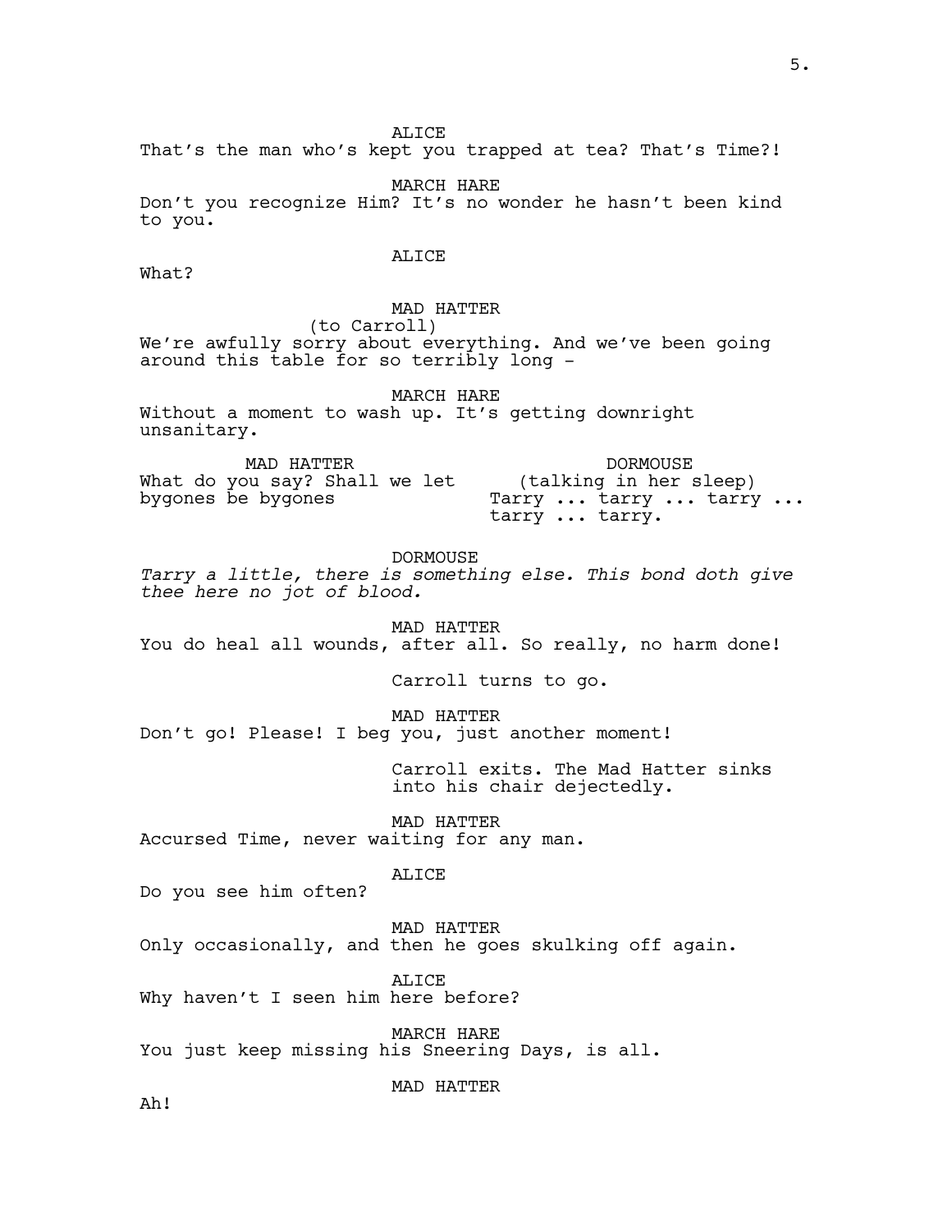ALICE

That's the man who's kept you trapped at tea? That's Time?!

MARCH HARE

Don't you recognize Him? It's no wonder he hasn't been kind to you.

ALICE

What?

MAD HATTER

(to Carroll)

We're awfully sorry about everything. And we've been going around this table for so terribly long -

MARCH HARE

Without a moment to wash up. It's getting downright unsanitary.

MAD HATTER

What do you say? Shall we let bygones be bygones

DORMOUSE

(talking in her sleep)

Tarry ... tarry ... tarry ... tarry ... tarry.

DORMOUSE

*Tarry a little, there is something else. This bond doth give thee here no jot of blood.*

MAD HATTER

You do heal all wounds, after all. So really, no harm done!

Carroll turns to go.

MAD HATTER

Don't go! Please! I beg you, just another moment!

Carroll exits. The Mad Hatter sinks into his chair dejectedly.

MAD HATTER

Accursed Time, never waiting for any man.

ALICE

Do you see him often?

MAD HATTER

Only occasionally, and then he goes skulking off again.

ALICE

Why haven't I seen him here before?

MARCH HARE

You just keep missing his Sneering Days, is all.

MAD HATTER

Ah!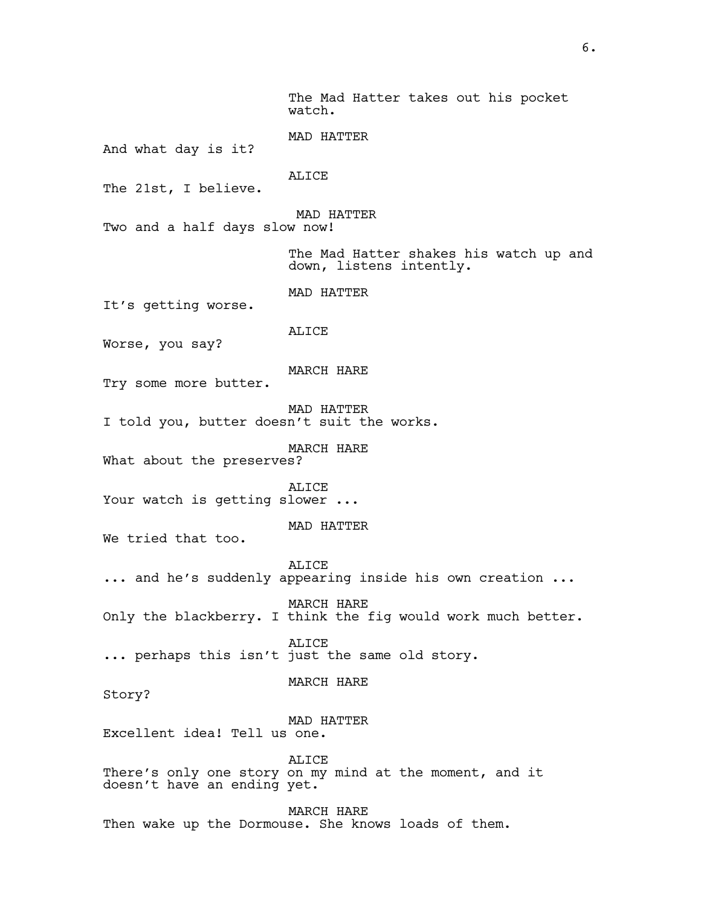The Mad Hatter takes out his pocket watch.

MAD HATTER

And what day is it?

ALICE

The 21st, I believe.

MAD HATTER

Two and a half days slow now!

The Mad Hatter shakes his watch up and down, listens intently.

MAD HATTER

It's getting worse.

ALICE

Worse, you say?

MARCH HARE

Try some more butter.

MAD HATTER

I told you, butter doesn't suit the works.

MARCH HARE

What about the preserves?

ALICE

Your watch is getting slower ...

MAD HATTER

We tried that too.

ALICE

... and he's suddenly appearing inside his own creation ...

MARCH HARE

Only the blackberry. I think the fig would work much better.

ALICE

... perhaps this isn't just the same old story.

MARCH HARE

Story?

MAD HATTER

Excellent idea! Tell us one.

ALICE

There's only one story on my mind at the moment, and it doesn't have an ending yet.

MARCH HARE

Then wake up the Dormouse. She knows loads of them.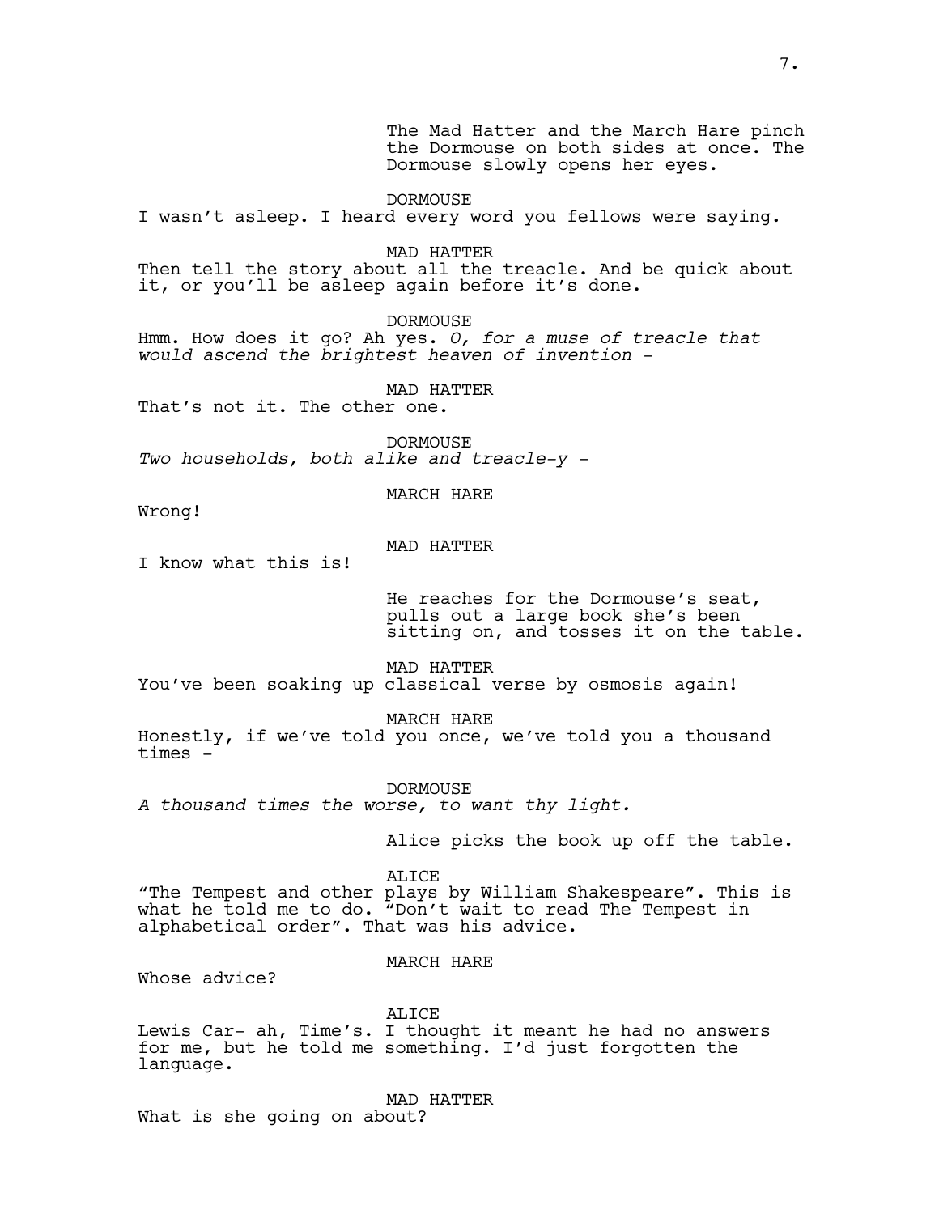The Mad Hatter and the March Hare pinch the Dormouse on both sides at once. The Dormouse slowly opens her eyes.

DORMOUSE
I wasn't asleep. I heard every word you fellows were saying.

MAD HATTER
Then tell the story about all the treacle. And be quick about it, or you'll be asleep again before it's done.

DORMOUSE
Hmm. How does it go? Ah yes. *O, for a muse of treacle that would ascend the brightest heaven of invention -*

MAD HATTER
That's not it. The other one.

DORMOUSE
*Two households, both alike and treacle-y -*

MARCH HARE
Wrong!

MAD HATTER
I know what this is!

He reaches for the Dormouse's seat, pulls out a large book she's been sitting on, and tosses it on the table.

MAD HATTER
You've been soaking up classical verse by osmosis again!

MARCH HARE
Honestly, if we've told you once, we've told you a thousand times -

DORMOUSE
*A thousand times the worse, to want thy light.*

Alice picks the book up off the table.

ALICE
"The Tempest and other plays by William Shakespeare". This is what he told me to do. "Don't wait to read The Tempest in alphabetical order". That was his advice.

MARCH HARE
Whose advice?

ALICE
Lewis Car- ah, Time's. I thought it meant he had no answers for me, but he told me something. I'd just forgotten the language.

MAD HATTER
What is she going on about?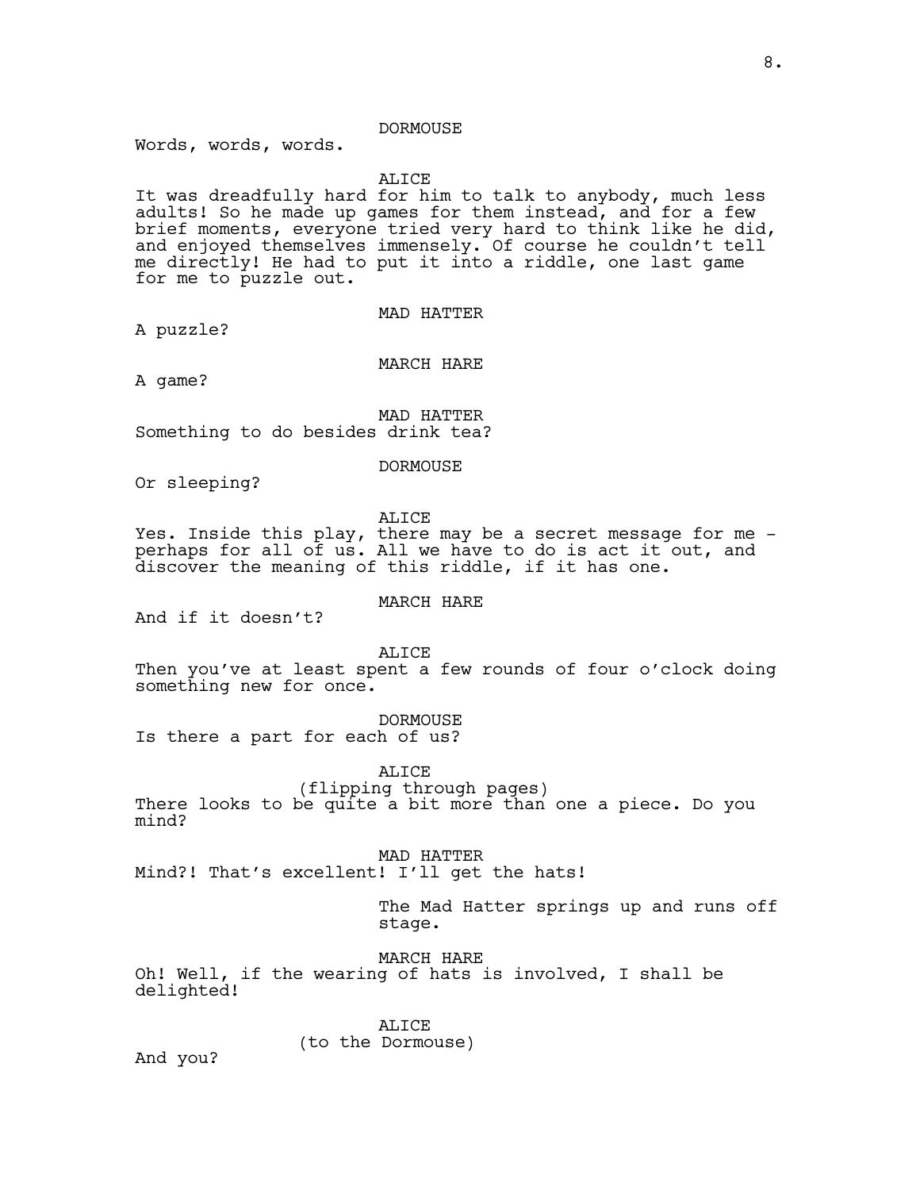DORMOUSE

Words, words, words.

ALICE

It was dreadfully hard for him to talk to anybody, much less adults! So he made up games for them instead, and for a few brief moments, everyone tried very hard to think like he did, and enjoyed themselves immensely. Of course he couldn't tell me directly! He had to put it into a riddle, one last game for me to puzzle out.

MAD HATTER

A puzzle?

MARCH HARE

A game?

MAD HATTER

Something to do besides drink tea?

DORMOUSE

Or sleeping?

ALICE

Yes. Inside this play, there may be a secret message for me - perhaps for all of us. All we have to do is act it out, and discover the meaning of this riddle, if it has one.

MARCH HARE

And if it doesn't?

ALICE

Then you've at least spent a few rounds of four o'clock doing something new for once.

DORMOUSE

Is there a part for each of us?

ALICE

(flipping through pages)

There looks to be quite a bit more than one a piece. Do you mind?

MAD HATTER

Mind?! That's excellent! I'll get the hats!

*The Mad Hatter springs up and runs off stage.*

MARCH HARE

Oh! Well, if the wearing of hats is involved, I shall be delighted!

ALICE

(to the Dormouse)

And you?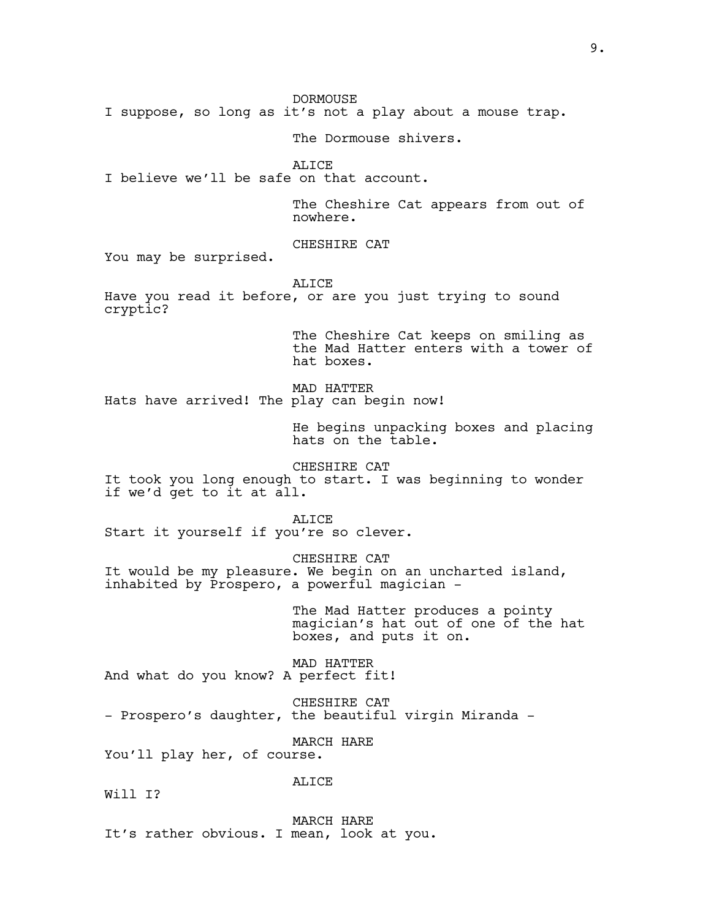DORMOUSE
I suppose, so long as it's not a play about a mouse trap.

The Dormouse shivers.

ALICE
I believe we'll be safe on that account.

The Cheshire Cat appears from out of nowhere.

CHESHIRE CAT
You may be surprised.

ALICE
Have you read it before, or are you just trying to sound cryptic?

The Cheshire Cat keeps on smiling as the Mad Hatter enters with a tower of hat boxes.

MAD HATTER
Hats have arrived! The play can begin now!

He begins unpacking boxes and placing hats on the table.

CHESHIRE CAT
It took you long enough to start. I was beginning to wonder if we'd get to it at all.

ALICE
Start it yourself if you're so clever.

CHESHIRE CAT
It would be my pleasure. We begin on an uncharted island, inhabited by Prospero, a powerful magician -

The Mad Hatter produces a pointy magician's hat out of one of the hat boxes, and puts it on.

MAD HATTER
And what do you know? A perfect fit!

CHESHIRE CAT
- Prospero's daughter, the beautiful virgin Miranda -

MARCH HARE
You'll play her, of course.

ALICE
Will I?

MARCH HARE
It's rather obvious. I mean, look at you.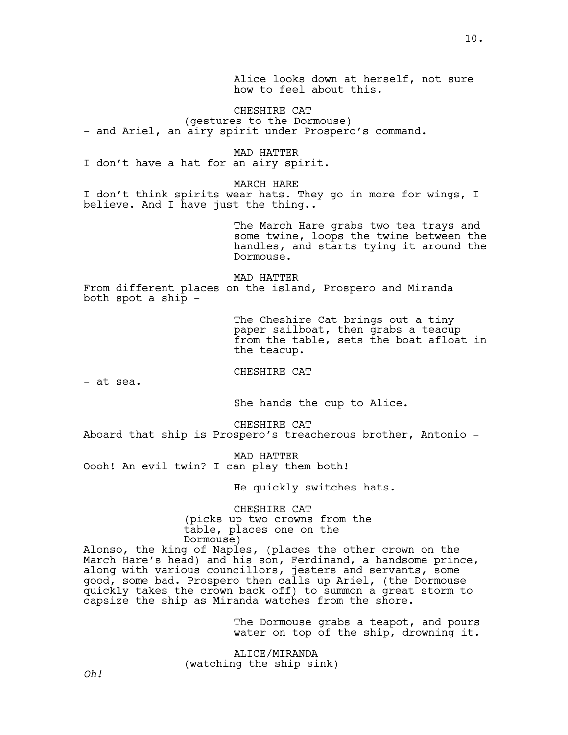Alice looks down at herself, not sure how to feel about this.

CHESHIRE CAT
(gestures to the Dormouse)
- and Ariel, an airy spirit under Prospero's command.

MAD HATTER
I don't have a hat for an airy spirit.

MARCH HARE
I don't think spirits wear hats. They go in more for wings, I believe. And I have just the thing..

The March Hare grabs two tea trays and some twine, loops the twine between the handles, and starts tying it around the Dormouse.

MAD HATTER
From different places on the island, Prospero and Miranda both spot a ship -

The Cheshire Cat brings out a tiny paper sailboat, then grabs a teacup from the table, sets the boat afloat in the teacup.

CHESHIRE CAT
- at sea.

She hands the cup to Alice.

CHESHIRE CAT
Aboard that ship is Prospero's treacherous brother, Antonio -

MAD HATTER
Oooh! An evil twin? I can play them both!

He quickly switches hats.

CHESHIRE CAT
(picks up two crowns from the table, places one on the Dormouse)
Alonso, the king of Naples, (places the other crown on the March Hare's head) and his son, Ferdinand, a handsome prince, along with various councillors, jesters and servants, some good, some bad. Prospero then calls up Ariel, (the Dormouse quickly takes the crown back off) to summon a great storm to capsize the ship as Miranda watches from the shore.

The Dormouse grabs a teapot, and pours water on top of the ship, drowning it.

ALICE/MIRANDA
(watching the ship sink)
*Oh!*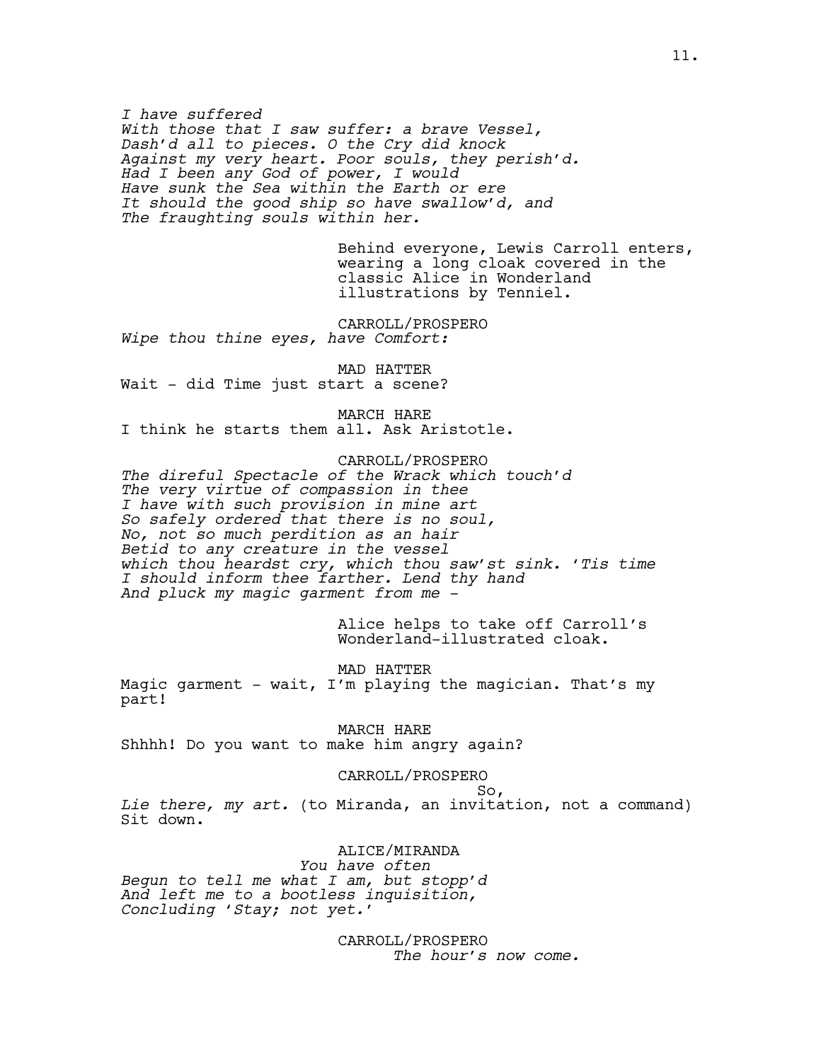*I have suffered*
*With those that I saw suffer: a brave Vessel,*
*Dash'd all to pieces. O the Cry did knock*
*Against my very heart. Poor souls, they perish'd.*
*Had I been any God of power, I would*
*Have sunk the Sea within the Earth or ere*
*It should the good ship so have swallow'd, and*
*The fraughting souls within her.*

Behind everyone, Lewis Carroll enters, wearing a long cloak covered in the classic Alice in Wonderland illustrations by Tenniel.

CARROLL/PROSPERO
*Wipe thou thine eyes, have Comfort:*

MAD HATTER
Wait - did Time just start a scene?

MARCH HARE
I think he starts them all. Ask Aristotle.

CARROLL/PROSPERO
*The direful Spectacle of the Wrack which touch'd*
*The very virtue of compassion in thee*
*I have with such provision in mine art*
*So safely ordered that there is no soul,*
*No, not so much perdition as an hair*
*Betid to any creature in the vessel*
*which thou heardst cry, which thou saw'st sink. 'Tis time*
*I should inform thee farther. Lend thy hand*
*And pluck my magic garment from me -*

Alice helps to take off Carroll's Wonderland-illustrated cloak.

MAD HATTER
Magic garment - wait, I'm playing the magician. That's my part!

MARCH HARE
Shhhh! Do you want to make him angry again?

CARROLL/PROSPERO
So,
*Lie there, my art.* (to Miranda, an invitation, not a command) Sit down.

ALICE/MIRANDA
*You have often*
*Begun to tell me what I am, but stopp'd*
*And left me to a bootless inquisition,*
*Concluding 'Stay; not yet.'*

CARROLL/PROSPERO
*The hour's now come.*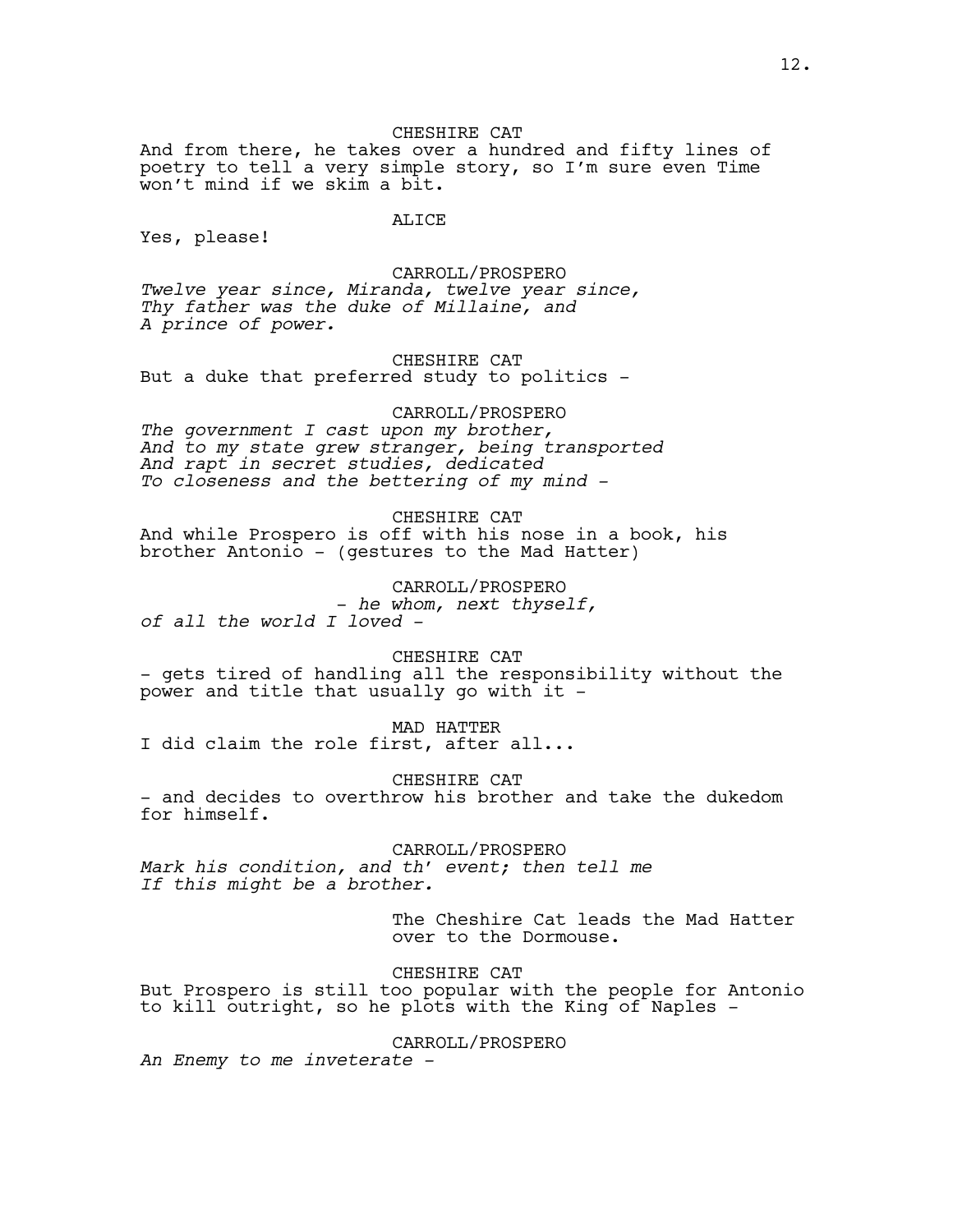CHESHIRE CAT

And from there, he takes over a hundred and fifty lines of poetry to tell a very simple story, so I'm sure even Time won't mind if we skim a bit.

ALICE

Yes, please!

CARROLL/PROSPERO

*Twelve year since, Miranda, twelve year since,*
*Thy father was the duke of Millaine, and*
*A prince of power.*

CHESHIRE CAT

But a duke that preferred study to politics -

CARROLL/PROSPERO

*The government I cast upon my brother,*
*And to my state grew stranger, being transported*
*And rapt in secret studies, dedicated*
*To closeness and the bettering of my mind -*

CHESHIRE CAT

And while Prospero is off with his nose in a book, his brother Antonio - (gestures to the Mad Hatter)

CARROLL/PROSPERO

*- he whom, next thyself,*
*of all the world I loved -*

CHESHIRE CAT

- gets tired of handling all the responsibility without the power and title that usually go with it -

MAD HATTER

I did claim the role first, after all...

CHESHIRE CAT

- and decides to overthrow his brother and take the dukedom for himself.

CARROLL/PROSPERO

*Mark his condition, and th' event; then tell me*
*If this might be a brother.*

The Cheshire Cat leads the Mad Hatter over to the Dormouse.

CHESHIRE CAT

But Prospero is still too popular with the people for Antonio to kill outright, so he plots with the King of Naples -

CARROLL/PROSPERO

*An Enemy to me inveterate -*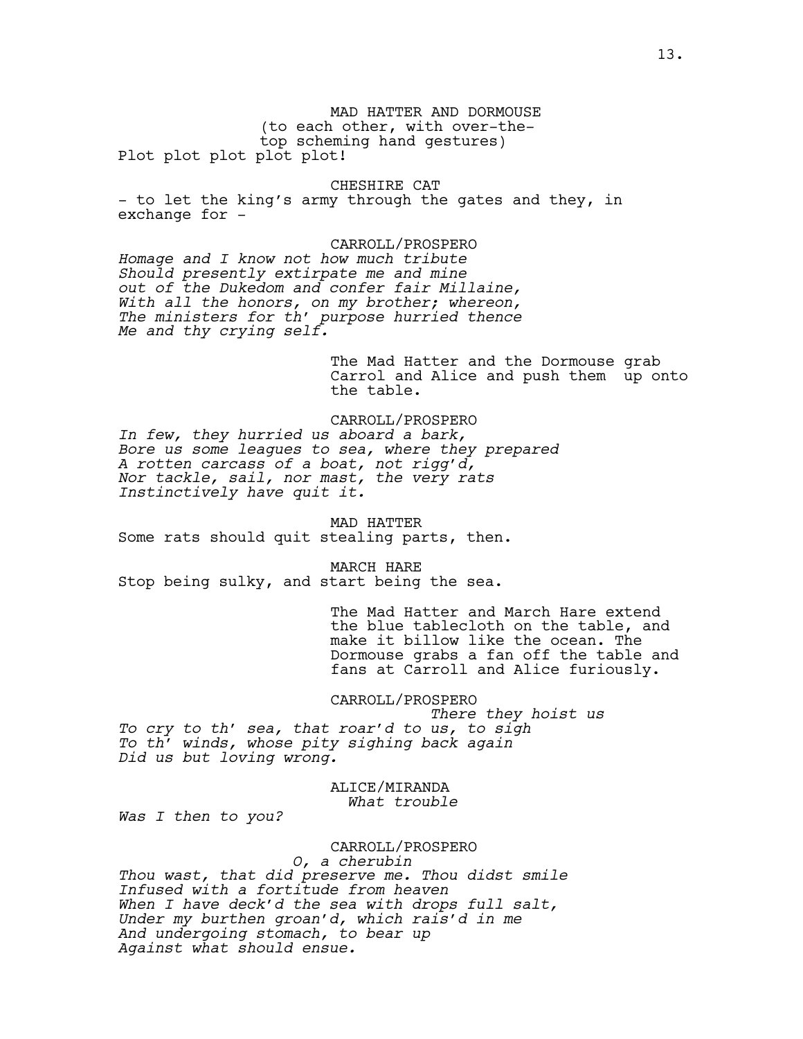MAD HATTER AND DORMOUSE
(to each other, with over-the-top scheming hand gestures)

Plot plot plot plot plot!

CHESHIRE CAT

- to let the king's army through the gates and they, in exchange for -

CARROLL/PROSPERO

*Homage and I know not how much tribute*
*Should presently extirpate me and mine*
*out of the Dukedom and confer fair Millaine,*
*With all the honors, on my brother; whereon,*
*The ministers for th' purpose hurried thence*
*Me and thy crying self.*

The Mad Hatter and the Dormouse grab Carrol and Alice and push them up onto the table.

CARROLL/PROSPERO

*In few, they hurried us aboard a bark,*
*Bore us some leagues to sea, where they prepared*
*A rotten carcass of a boat, not rigg'd,*
*Nor tackle, sail, nor mast, the very rats*
*Instinctively have quit it.*

MAD HATTER

Some rats should quit stealing parts, then.

MARCH HARE

Stop being sulky, and start being the sea.

The Mad Hatter and March Hare extend the blue tablecloth on the table, and make it billow like the ocean. The Dormouse grabs a fan off the table and fans at Carroll and Alice furiously.

CARROLL/PROSPERO

*There they hoist us*
*To cry to th' sea, that roar'd to us, to sigh*
*To th' winds, whose pity sighing back again*
*Did us but loving wrong.*

ALICE/MIRANDA

*What trouble*
*Was I then to you?*

CARROLL/PROSPERO

*O, a cherubin*
*Thou wast, that did preserve me. Thou didst smile*
*Infused with a fortitude from heaven*
*When I have deck'd the sea with drops full salt,*
*Under my burthen groan'd, which rais'd in me*
*And undergoing stomach, to bear up*
*Against what should ensue.*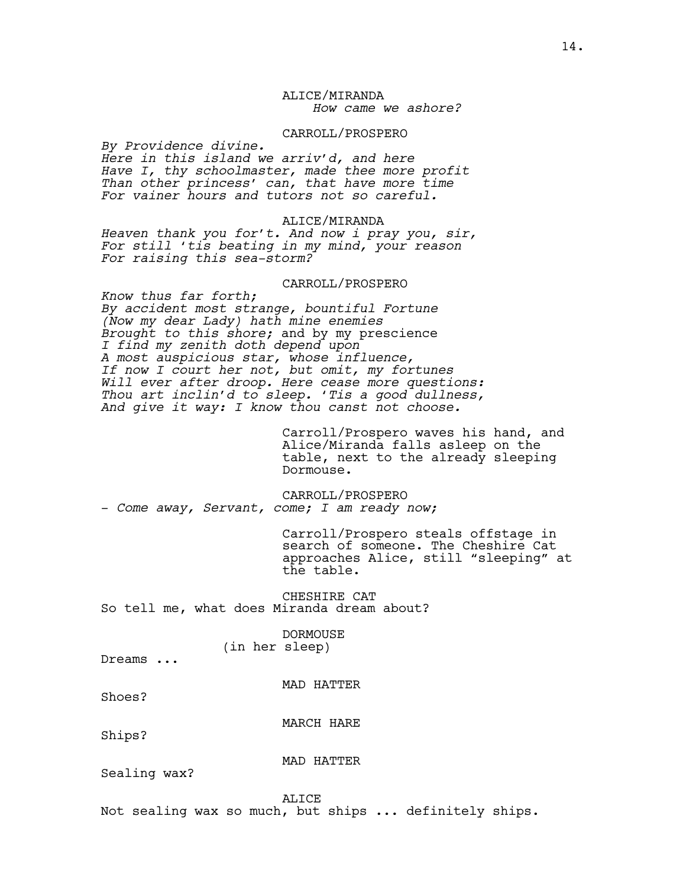ALICE/MIRANDA
*How came we ashore?*

CARROLL/PROSPERO
*By Providence divine.*
*Here in this island we arriv'd, and here*
*Have I, thy schoolmaster, made thee more profit*
*Than other princess' can, that have more time*
*For vainer hours and tutors not so careful.*

ALICE/MIRANDA
*Heaven thank you for't. And now i pray you, sir,*
*For still 'tis beating in my mind, your reason*
*For raising this sea-storm?*

CARROLL/PROSPERO
*Know thus far forth;*
*By accident most strange, bountiful Fortune*
*(Now my dear Lady) hath mine enemies*
*Brought to this shore;* and by my prescience
*I find my zenith doth depend upon*
*A most auspicious star, whose influence,*
*If now I court her not, but omit, my fortunes*
*Will ever after droop. Here cease more questions:*
*Thou art inclin'd to sleep. 'Tis a good dullness,*
*And give it way: I know thou canst not choose.*

Carroll/Prospero waves his hand, and Alice/Miranda falls asleep on the table, next to the already sleeping Dormouse.

CARROLL/PROSPERO
- *Come away, Servant, come; I am ready now;*

Carroll/Prospero steals offstage in search of someone. The Cheshire Cat approaches Alice, still "sleeping" at the table.

CHESHIRE CAT
So tell me, what does Miranda dream about?

DORMOUSE
(in her sleep)
Dreams ...

MAD HATTER
Shoes?

MARCH HARE
Ships?

MAD HATTER
Sealing wax?

ALICE
Not sealing wax so much, but ships ... definitely ships.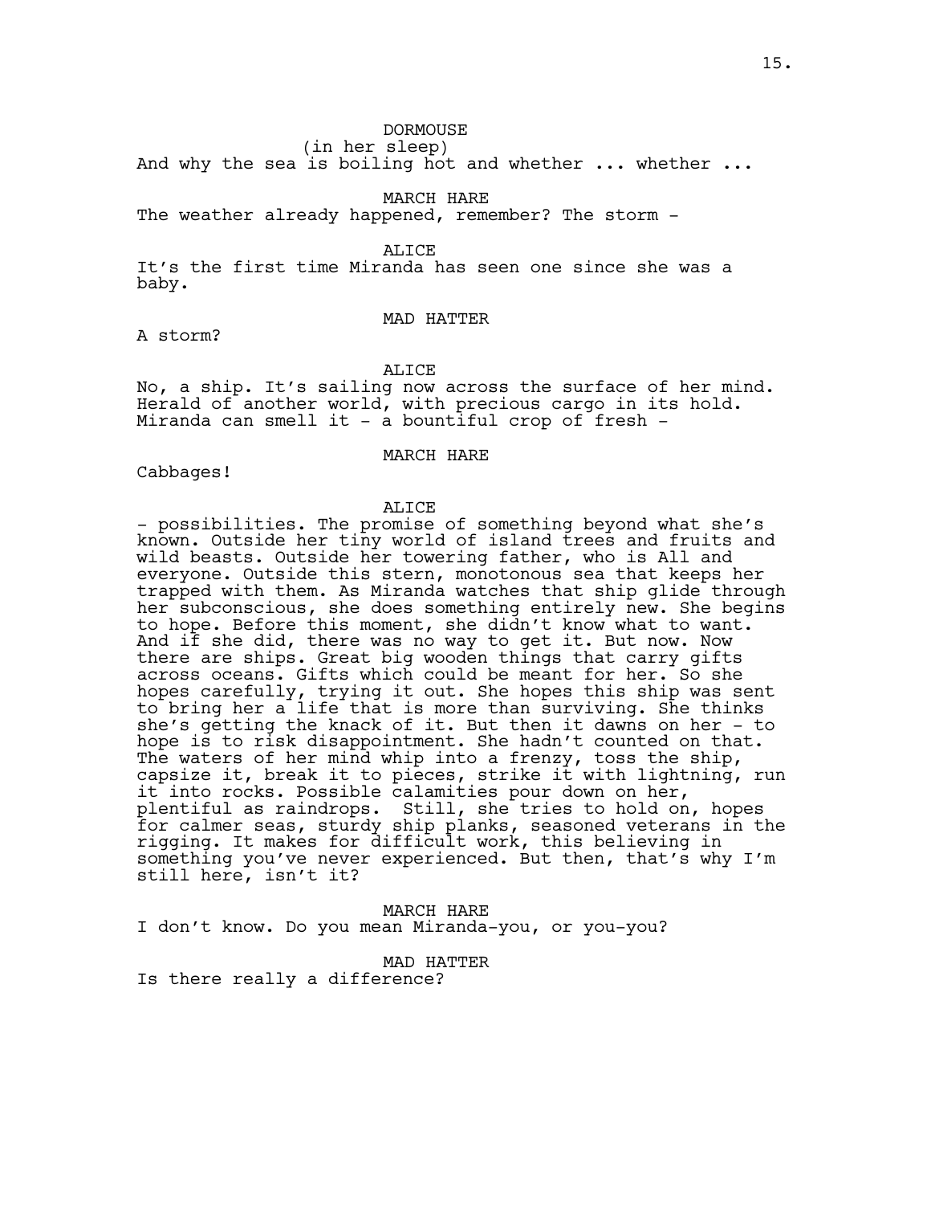DORMOUSE
(in her sleep)
And why the sea is boiling hot and whether ... whether ...

MARCH HARE
The weather already happened, remember? The storm -

ALICE
It's the first time Miranda has seen one since she was a baby.

MAD HATTER
A storm?

ALICE
No, a ship. It's sailing now across the surface of her mind. Herald of another world, with precious cargo in its hold. Miranda can smell it - a bountiful crop of fresh -

MARCH HARE
Cabbages!

ALICE
- possibilities. The promise of something beyond what she's known. Outside her tiny world of island trees and fruits and wild beasts. Outside her towering father, who is All and everyone. Outside this stern, monotonous sea that keeps her trapped with them. As Miranda watches that ship glide through her subconscious, she does something entirely new. She begins to hope. Before this moment, she didn't know what to want. And if she did, there was no way to get it. But now. Now there are ships. Great big wooden things that carry gifts across oceans. Gifts which could be meant for her. So she hopes carefully, trying it out. She hopes this ship was sent to bring her a life that is more than surviving. She thinks she's getting the knack of it. But then it dawns on her - to hope is to risk disappointment. She hadn't counted on that. The waters of her mind whip into a frenzy, toss the ship, capsize it, break it to pieces, strike it with lightning, run it into rocks. Possible calamities pour down on her, plentiful as raindrops. Still, she tries to hold on, hopes for calmer seas, sturdy ship planks, seasoned veterans in the rigging. It makes for difficult work, this believing in something you've never experienced. But then, that's why I'm still here, isn't it?

MARCH HARE
I don't know. Do you mean Miranda-you, or you-you?

MAD HATTER
Is there really a difference?